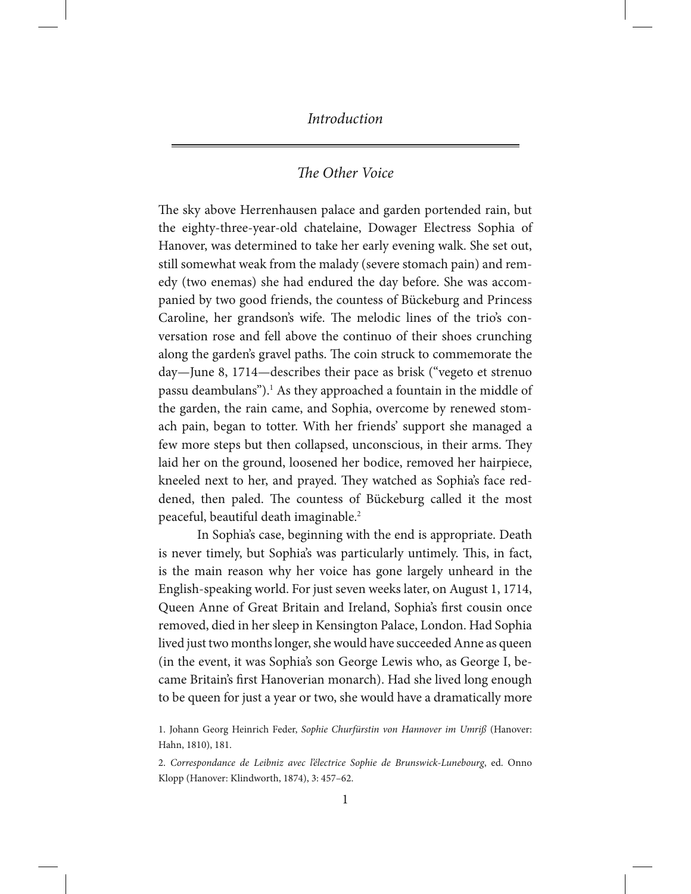# *Introduction*

## *The Other Voice*

The sky above Herrenhausen palace and garden portended rain, but the eighty-three-year-old chatelaine, Dowager Electress Sophia of Hanover, was determined to take her early evening walk. She set out, still somewhat weak from the malady (severe stomach pain) and remedy (two enemas) she had endured the day before. She was accompanied by two good friends, the countess of Bückeburg and Princess Caroline, her grandson's wife. The melodic lines of the trio's conversation rose and fell above the continuo of their shoes crunching along the garden's gravel paths. The coin struck to commemorate the day—June 8, 1714—describes their pace as brisk ("vegeto et strenuo passu deambulans").[1] As they approached a fountain in the middle of the garden, the rain came, and Sophia, overcome by renewed stomach pain, began to totter. With her friends' support she managed a few more steps but then collapsed, unconscious, in their arms. They laid her on the ground, loosened her bodice, removed her hairpiece, kneeled next to her, and prayed. They watched as Sophia's face reddened, then paled. The countess of Bückeburg called it the most peaceful, beautiful death imaginable.[2]

In Sophia's case, beginning with the end is appropriate. Death is never timely, but Sophia's was particularly untimely. This, in fact, is the main reason why her voice has gone largely unheard in the English-speaking world. For just seven weeks later, on August 1, 1714, Queen Anne of Great Britain and Ireland, Sophia's first cousin once removed, died in her sleep in Kensington Palace, London. Had Sophia lived just two months longer, she would have succeeded Anne as queen (in the event, it was Sophia's son George Lewis who, as George I, became Britain's first Hanoverian monarch). Had she lived long enough to be queen for just a year or two, she would have a dramatically more

1. Johann Georg Heinrich Feder, *Sophie Churfürstin von Hannover im Umriß* (Hanover: Hahn, 1810), 181.

2. *Correspondance de Leibniz avec l'électrice Sophie de Brunswick-Lunebourg*, ed. Onno Klopp (Hanover: Klindworth, 1874), 3: 457–62.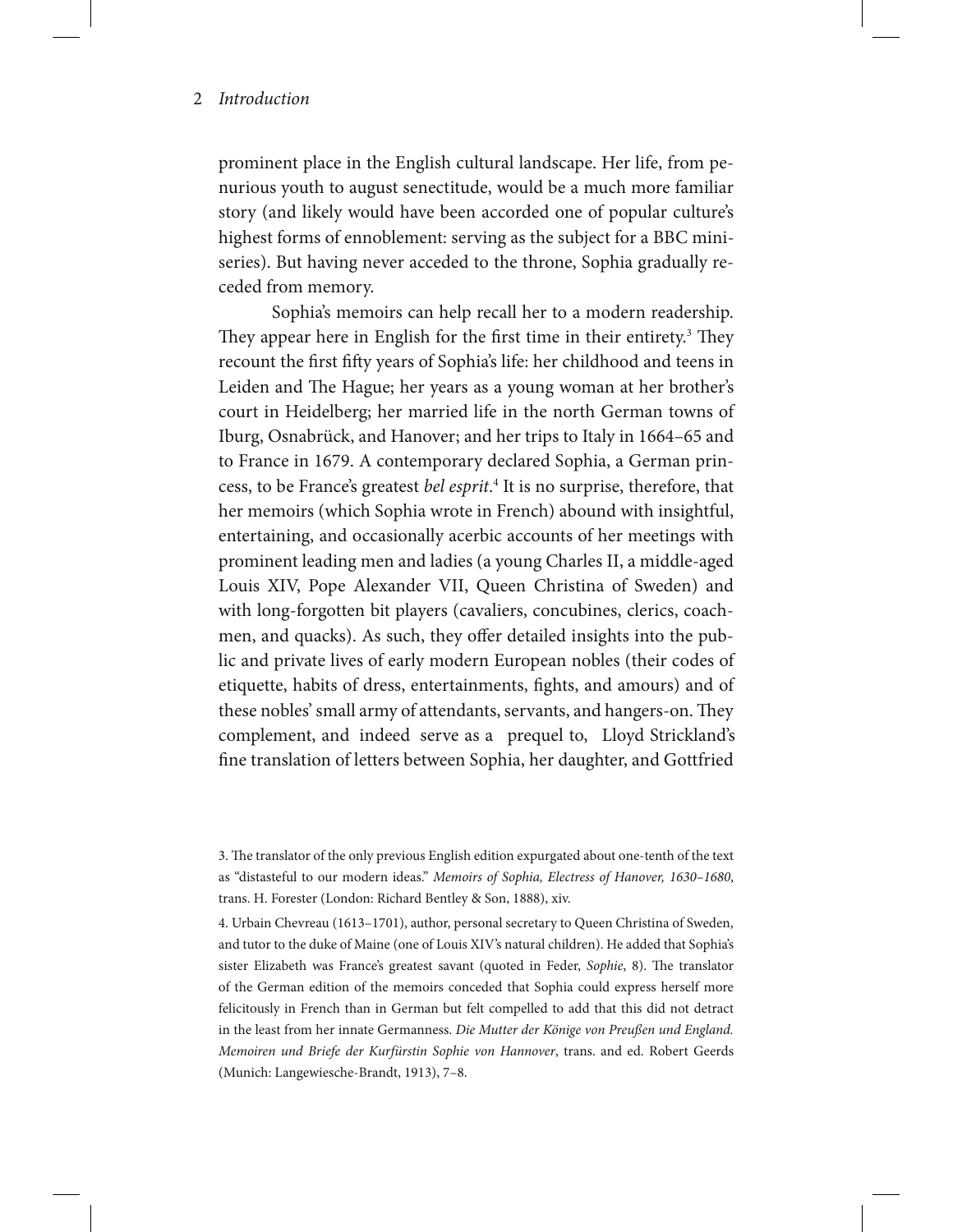prominent place in the English cultural landscape. Her life, from penurious youth to august senectitude, would be a much more familiar story (and likely would have been accorded one of popular culture's highest forms of ennoblement: serving as the subject for a BBC miniseries). But having never acceded to the throne, Sophia gradually receded from memory.

Sophia's memoirs can help recall her to a modern readership. They appear here in English for the first time in their entirety.[3] They recount the first fifty years of Sophia's life: her childhood and teens in Leiden and The Hague; her years as a young woman at her brother's court in Heidelberg; her married life in the north German towns of Iburg, Osnabrück, and Hanover; and her trips to Italy in 1664–65 and to France in 1679. A contemporary declared Sophia, a German princess, to be France's greatest *bel esprit*.[4] It is no surprise, therefore, that her memoirs (which Sophia wrote in French) abound with insightful, entertaining, and occasionally acerbic accounts of her meetings with prominent leading men and ladies (a young Charles II, a middle-aged Louis XIV, Pope Alexander VII, Queen Christina of Sweden) and with long-forgotten bit players (cavaliers, concubines, clerics, coachmen, and quacks). As such, they offer detailed insights into the public and private lives of early modern European nobles (their codes of etiquette, habits of dress, entertainments, fights, and amours) and of these nobles' small army of attendants, servants, and hangers-on. They complement, and indeed serve as a prequel to, Lloyd Strickland's fine translation of letters between Sophia, her daughter, and Gottfried

3. The translator of the only previous English edition expurgated about one-tenth of the text as "distasteful to our modern ideas." *Memoirs of Sophia, Electress of Hanover, 1630–1680*, trans. H. Forester (London: Richard Bentley & Son, 1888), xiv.

4. Urbain Chevreau (1613–1701), author, personal secretary to Queen Christina of Sweden, and tutor to the duke of Maine (one of Louis XIV's natural children). He added that Sophia's sister Elizabeth was France's greatest savant (quoted in Feder, *Sophie*, 8). The translator of the German edition of the memoirs conceded that Sophia could express herself more felicitously in French than in German but felt compelled to add that this did not detract in the least from her innate Germanness. *Die Mutter der Könige von Preußen und England. Memoiren und Briefe der Kurfürstin Sophie von Hannover*, trans. and ed. Robert Geerds (Munich: Langewiesche-Brandt, 1913), 7–8.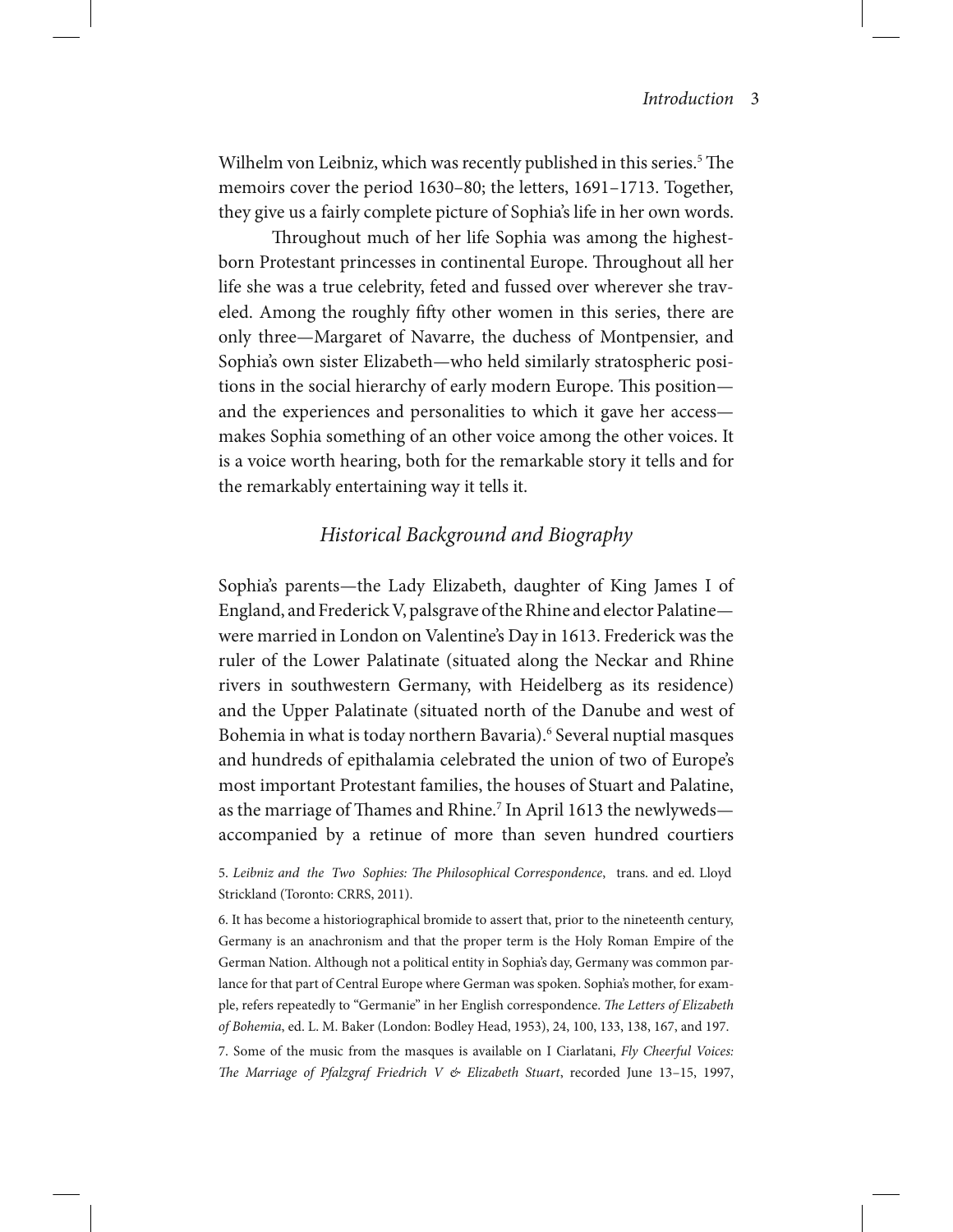Wilhelm von Leibniz, which was recently published in this series.[5] The memoirs cover the period 1630–80; the letters, 1691–1713. Together, they give us a fairly complete picture of Sophia's life in her own words.

Throughout much of her life Sophia was among the highest-born Protestant princesses in continental Europe. Throughout all her life she was a true celebrity, feted and fussed over wherever she traveled. Among the roughly fifty other women in this series, there are only three—Margaret of Navarre, the duchess of Montpensier, and Sophia's own sister Elizabeth—who held similarly stratospheric positions in the social hierarchy of early modern Europe. This position—and the experiences and personalities to which it gave her access—makes Sophia something of an other voice among the other voices. It is a voice worth hearing, both for the remarkable story it tells and for the remarkably entertaining way it tells it.

## *Historical Background and Biography*

Sophia's parents—the Lady Elizabeth, daughter of King James I of England, and Frederick V, palsgrave of the Rhine and elector Palatine—were married in London on Valentine's Day in 1613. Frederick was the ruler of the Lower Palatinate (situated along the Neckar and Rhine rivers in southwestern Germany, with Heidelberg as its residence) and the Upper Palatinate (situated north of the Danube and west of Bohemia in what is today northern Bavaria).[6] Several nuptial masques and hundreds of epithalamia celebrated the union of two of Europe's most important Protestant families, the houses of Stuart and Palatine, as the marriage of Thames and Rhine.[7] In April 1613 the newlyweds—accompanied by a retinue of more than seven hundred courtiers

5. *Leibniz and the Two Sophies: The Philosophical Correspondence*, trans. and ed. Lloyd Strickland (Toronto: CRRS, 2011).

6. It has become a historiographical bromide to assert that, prior to the nineteenth century, Germany is an anachronism and that the proper term is the Holy Roman Empire of the German Nation. Although not a political entity in Sophia's day, Germany was common parlance for that part of Central Europe where German was spoken. Sophia's mother, for example, refers repeatedly to "Germanie" in her English correspondence. *The Letters of Elizabeth of Bohemia*, ed. L. M. Baker (London: Bodley Head, 1953), 24, 100, 133, 138, 167, and 197.

7. Some of the music from the masques is available on I Ciarlatani, *Fly Cheerful Voices: The Marriage of Pfalzgraf Friedrich V & Elizabeth Stuart*, recorded June 13–15, 1997,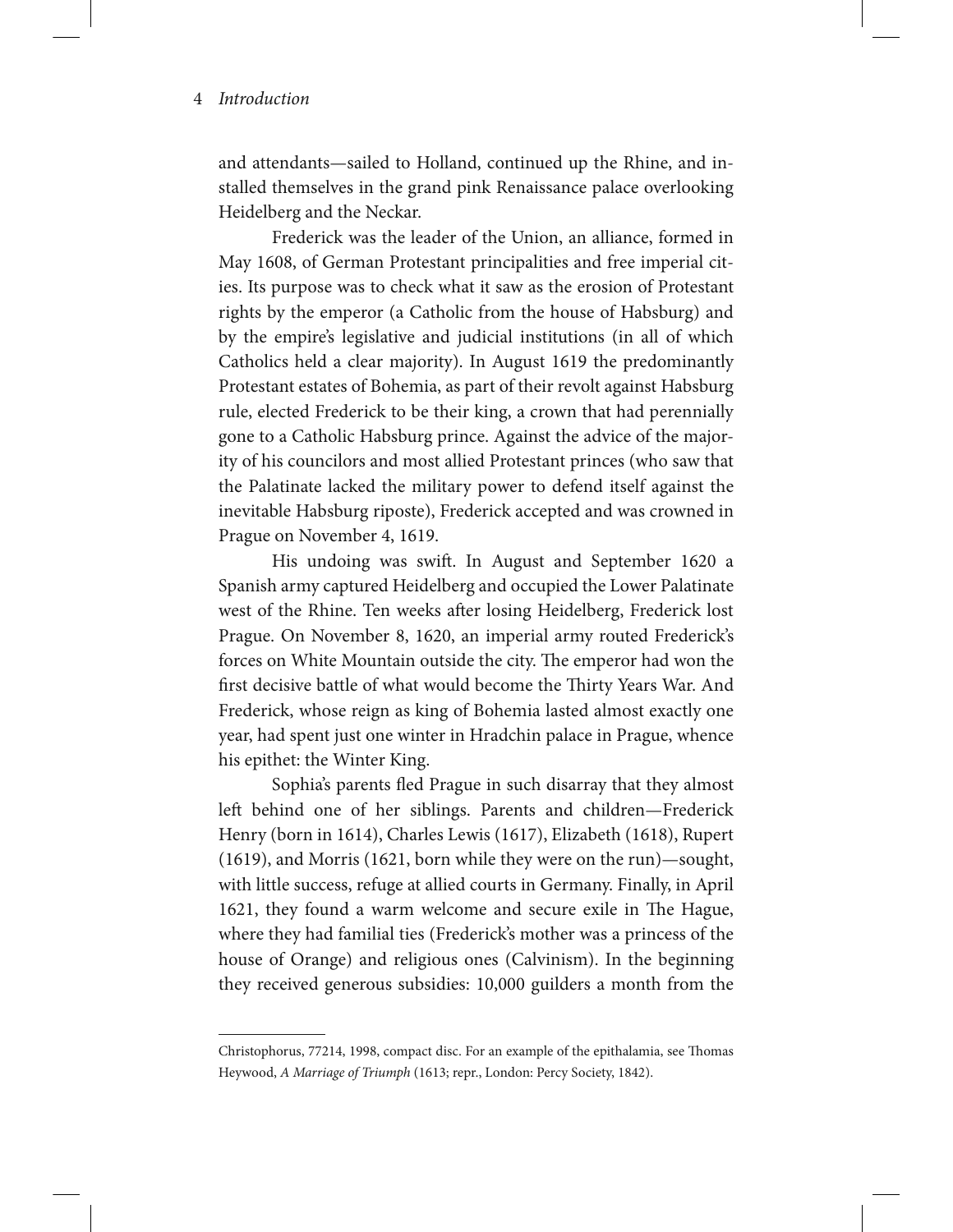and attendants—sailed to Holland, continued up the Rhine, and installed themselves in the grand pink Renaissance palace overlooking Heidelberg and the Neckar.

Frederick was the leader of the Union, an alliance, formed in May 1608, of German Protestant principalities and free imperial cities. Its purpose was to check what it saw as the erosion of Protestant rights by the emperor (a Catholic from the house of Habsburg) and by the empire's legislative and judicial institutions (in all of which Catholics held a clear majority). In August 1619 the predominantly Protestant estates of Bohemia, as part of their revolt against Habsburg rule, elected Frederick to be their king, a crown that had perennially gone to a Catholic Habsburg prince. Against the advice of the majority of his councilors and most allied Protestant princes (who saw that the Palatinate lacked the military power to defend itself against the inevitable Habsburg riposte), Frederick accepted and was crowned in Prague on November 4, 1619.

His undoing was swift. In August and September 1620 a Spanish army captured Heidelberg and occupied the Lower Palatinate west of the Rhine. Ten weeks after losing Heidelberg, Frederick lost Prague. On November 8, 1620, an imperial army routed Frederick's forces on White Mountain outside the city. The emperor had won the first decisive battle of what would become the Thirty Years War. And Frederick, whose reign as king of Bohemia lasted almost exactly one year, had spent just one winter in Hradchin palace in Prague, whence his epithet: the Winter King.

Sophia's parents fled Prague in such disarray that they almost left behind one of her siblings. Parents and children—Frederick Henry (born in 1614), Charles Lewis (1617), Elizabeth (1618), Rupert (1619), and Morris (1621, born while they were on the run)—sought, with little success, refuge at allied courts in Germany. Finally, in April 1621, they found a warm welcome and secure exile in The Hague, where they had familial ties (Frederick's mother was a princess of the house of Orange) and religious ones (Calvinism). In the beginning they received generous subsidies: 10,000 guilders a month from the

---

Christophorus, 77214, 1998, compact disc. For an example of the epithalamia, see Thomas Heywood, *A Marriage of Triumph* (1613; repr., London: Percy Society, 1842).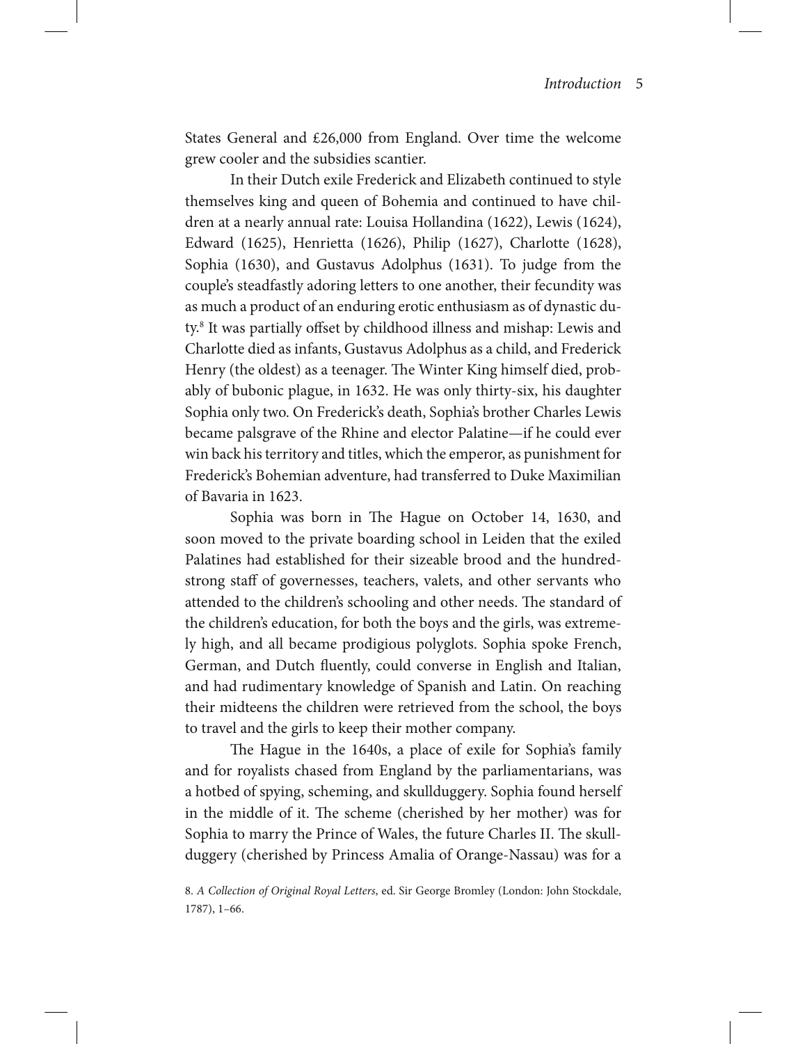States General and £26,000 from England. Over time the welcome grew cooler and the subsidies scantier.

In their Dutch exile Frederick and Elizabeth continued to style themselves king and queen of Bohemia and continued to have children at a nearly annual rate: Louisa Hollandina (1622), Lewis (1624), Edward (1625), Henrietta (1626), Philip (1627), Charlotte (1628), Sophia (1630), and Gustavus Adolphus (1631). To judge from the couple's steadfastly adoring letters to one another, their fecundity was as much a product of an enduring erotic enthusiasm as of dynastic duty.[8] It was partially offset by childhood illness and mishap: Lewis and Charlotte died as infants, Gustavus Adolphus as a child, and Frederick Henry (the oldest) as a teenager. The Winter King himself died, probably of bubonic plague, in 1632. He was only thirty-six, his daughter Sophia only two. On Frederick's death, Sophia's brother Charles Lewis became palsgrave of the Rhine and elector Palatine—if he could ever win back his territory and titles, which the emperor, as punishment for Frederick's Bohemian adventure, had transferred to Duke Maximilian of Bavaria in 1623.

Sophia was born in The Hague on October 14, 1630, and soon moved to the private boarding school in Leiden that the exiled Palatines had established for their sizeable brood and the hundred-strong staff of governesses, teachers, valets, and other servants who attended to the children's schooling and other needs. The standard of the children's education, for both the boys and the girls, was extremely high, and all became prodigious polyglots. Sophia spoke French, German, and Dutch fluently, could converse in English and Italian, and had rudimentary knowledge of Spanish and Latin. On reaching their midteens the children were retrieved from the school, the boys to travel and the girls to keep their mother company.

The Hague in the 1640s, a place of exile for Sophia's family and for royalists chased from England by the parliamentarians, was a hotbed of spying, scheming, and skullduggery. Sophia found herself in the middle of it. The scheme (cherished by her mother) was for Sophia to marry the Prince of Wales, the future Charles II. The skullduggery (cherished by Princess Amalia of Orange-Nassau) was for a

8. *A Collection of Original Royal Letters*, ed. Sir George Bromley (London: John Stockdale, 1787), 1–66.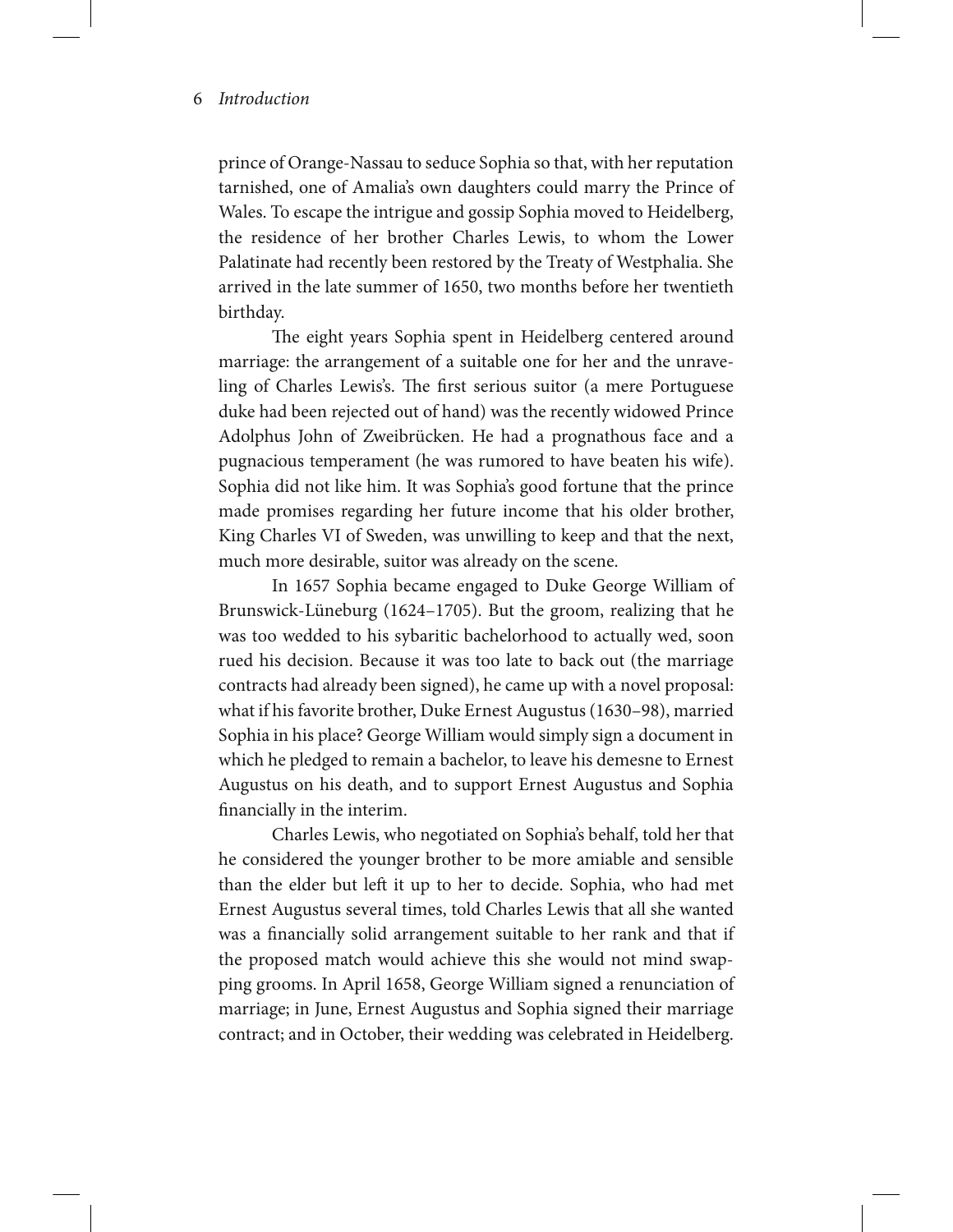prince of Orange-Nassau to seduce Sophia so that, with her reputation tarnished, one of Amalia's own daughters could marry the Prince of Wales. To escape the intrigue and gossip Sophia moved to Heidelberg, the residence of her brother Charles Lewis, to whom the Lower Palatinate had recently been restored by the Treaty of Westphalia. She arrived in the late summer of 1650, two months before her twentieth birthday.

The eight years Sophia spent in Heidelberg centered around marriage: the arrangement of a suitable one for her and the unraveling of Charles Lewis's. The first serious suitor (a mere Portuguese duke had been rejected out of hand) was the recently widowed Prince Adolphus John of Zweibrücken. He had a prognathous face and a pugnacious temperament (he was rumored to have beaten his wife). Sophia did not like him. It was Sophia's good fortune that the prince made promises regarding her future income that his older brother, King Charles VI of Sweden, was unwilling to keep and that the next, much more desirable, suitor was already on the scene.

In 1657 Sophia became engaged to Duke George William of Brunswick-Lüneburg (1624–1705). But the groom, realizing that he was too wedded to his sybaritic bachelorhood to actually wed, soon rued his decision. Because it was too late to back out (the marriage contracts had already been signed), he came up with a novel proposal: what if his favorite brother, Duke Ernest Augustus (1630–98), married Sophia in his place? George William would simply sign a document in which he pledged to remain a bachelor, to leave his demesne to Ernest Augustus on his death, and to support Ernest Augustus and Sophia financially in the interim.

Charles Lewis, who negotiated on Sophia's behalf, told her that he considered the younger brother to be more amiable and sensible than the elder but left it up to her to decide. Sophia, who had met Ernest Augustus several times, told Charles Lewis that all she wanted was a financially solid arrangement suitable to her rank and that if the proposed match would achieve this she would not mind swapping grooms. In April 1658, George William signed a renunciation of marriage; in June, Ernest Augustus and Sophia signed their marriage contract; and in October, their wedding was celebrated in Heidelberg.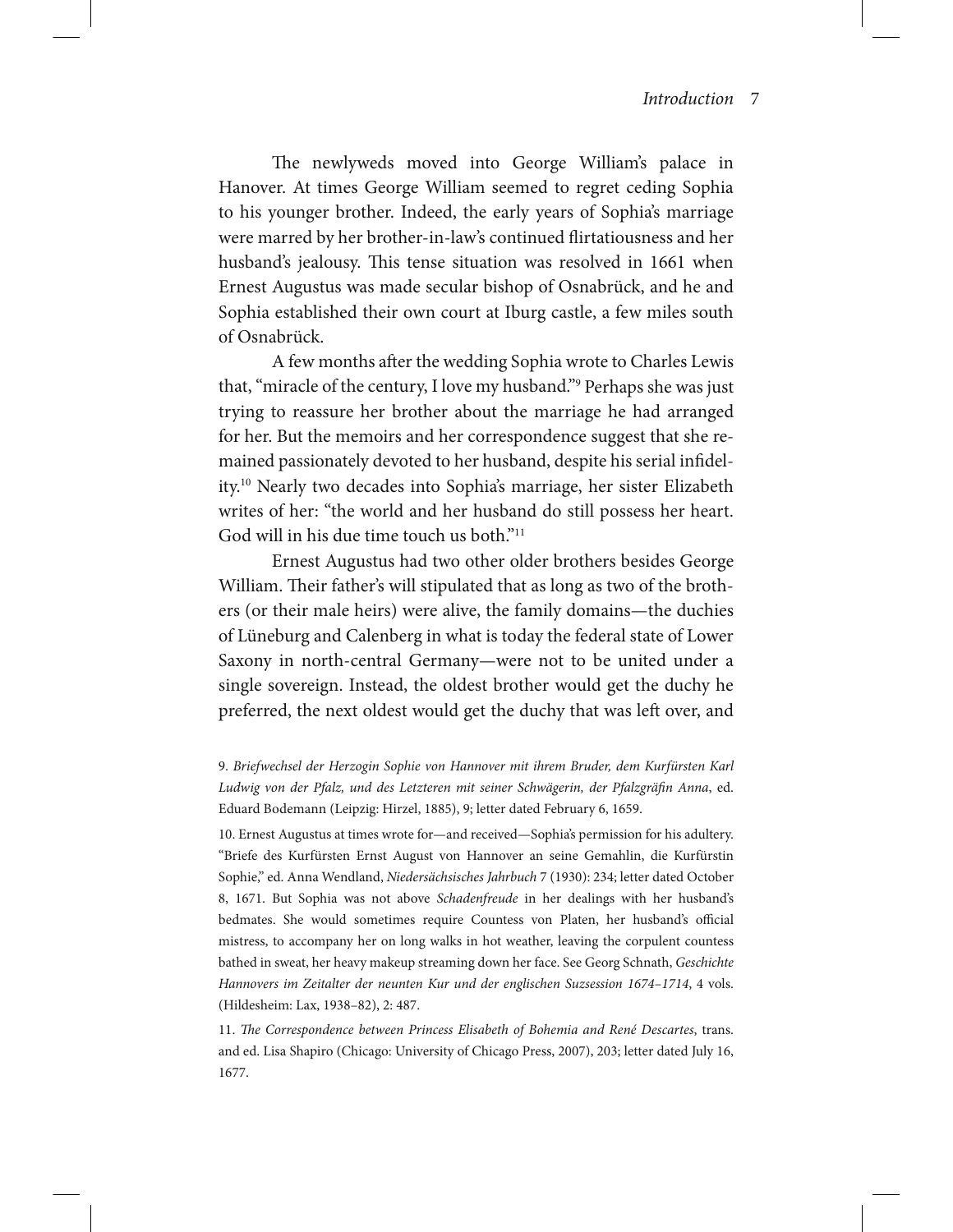The newlyweds moved into George William's palace in Hanover. At times George William seemed to regret ceding Sophia to his younger brother. Indeed, the early years of Sophia's marriage were marred by her brother-in-law's continued flirtatiousness and her husband's jealousy. This tense situation was resolved in 1661 when Ernest Augustus was made secular bishop of Osnabrück, and he and Sophia established their own court at Iburg castle, a few miles south of Osnabrück.

A few months after the wedding Sophia wrote to Charles Lewis that, "miracle of the century, I love my husband."[9] Perhaps she was just trying to reassure her brother about the marriage he had arranged for her. But the memoirs and her correspondence suggest that she remained passionately devoted to her husband, despite his serial infidelity.[10] Nearly two decades into Sophia's marriage, her sister Elizabeth writes of her: "the world and her husband do still possess her heart. God will in his due time touch us both."[11]

Ernest Augustus had two other older brothers besides George William. Their father's will stipulated that as long as two of the brothers (or their male heirs) were alive, the family domains—the duchies of Lüneburg and Calenberg in what is today the federal state of Lower Saxony in north-central Germany—were not to be united under a single sovereign. Instead, the oldest brother would get the duchy he preferred, the next oldest would get the duchy that was left over, and

9. *Briefwechsel der Herzogin Sophie von Hannover mit ihrem Bruder, dem Kurfürsten Karl Ludwig von der Pfalz, und des Letzteren mit seiner Schwägerin, der Pfalzgräfin Anna*, ed. Eduard Bodemann (Leipzig: Hirzel, 1885), 9; letter dated February 6, 1659.

10. Ernest Augustus at times wrote for—and received—Sophia's permission for his adultery. "Briefe des Kurfürsten Ernst August von Hannover an seine Gemahlin, die Kurfürstin Sophie," ed. Anna Wendland, *Niedersächsisches Jahrbuch* 7 (1930): 234; letter dated October 8, 1671. But Sophia was not above *Schadenfreude* in her dealings with her husband's bedmates. She would sometimes require Countess von Platen, her husband's official mistress, to accompany her on long walks in hot weather, leaving the corpulent countess bathed in sweat, her heavy makeup streaming down her face. See Georg Schnath, *Geschichte Hannovers im Zeitalter der neunten Kur und der englischen Suzsession 1674–1714*, 4 vols. (Hildesheim: Lax, 1938–82), 2: 487.

11. *The Correspondence between Princess Elisabeth of Bohemia and René Descartes*, trans. and ed. Lisa Shapiro (Chicago: University of Chicago Press, 2007), 203; letter dated July 16, 1677.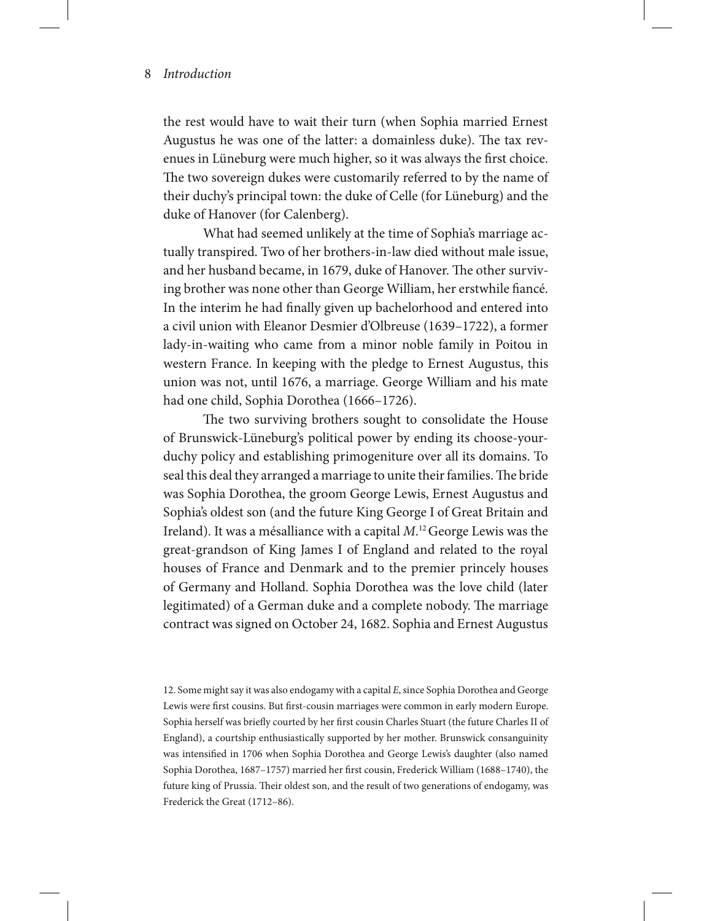the rest would have to wait their turn (when Sophia married Ernest Augustus he was one of the latter: a domainless duke). The tax revenues in Lüneburg were much higher, so it was always the first choice. The two sovereign dukes were customarily referred to by the name of their duchy's principal town: the duke of Celle (for Lüneburg) and the duke of Hanover (for Calenberg).

What had seemed unlikely at the time of Sophia's marriage actually transpired. Two of her brothers-in-law died without male issue, and her husband became, in 1679, duke of Hanover. The other surviving brother was none other than George William, her erstwhile fiancé. In the interim he had finally given up bachelorhood and entered into a civil union with Eleanor Desmier d'Olbreuse (1639–1722), a former lady-in-waiting who came from a minor noble family in Poitou in western France. In keeping with the pledge to Ernest Augustus, this union was not, until 1676, a marriage. George William and his mate had one child, Sophia Dorothea (1666–1726).

The two surviving brothers sought to consolidate the House of Brunswick-Lüneburg's political power by ending its choose-your-duchy policy and establishing primogeniture over all its domains. To seal this deal they arranged a marriage to unite their families. The bride was Sophia Dorothea, the groom George Lewis, Ernest Augustus and Sophia's oldest son (and the future King George I of Great Britain and Ireland). It was a mésalliance with a capital *M*.[12] George Lewis was the great-grandson of King James I of England and related to the royal houses of France and Denmark and to the premier princely houses of Germany and Holland. Sophia Dorothea was the love child (later legitimated) of a German duke and a complete nobody. The marriage contract was signed on October 24, 1682. Sophia and Ernest Augustus

12. Some might say it was also endogamy with a capital *E*, since Sophia Dorothea and George Lewis were first cousins. But first-cousin marriages were common in early modern Europe. Sophia herself was briefly courted by her first cousin Charles Stuart (the future Charles II of England), a courtship enthusiastically supported by her mother. Brunswick consanguinity was intensified in 1706 when Sophia Dorothea and George Lewis's daughter (also named Sophia Dorothea, 1687–1757) married her first cousin, Frederick William (1688–1740), the future king of Prussia. Their oldest son, and the result of two generations of endogamy, was Frederick the Great (1712–86).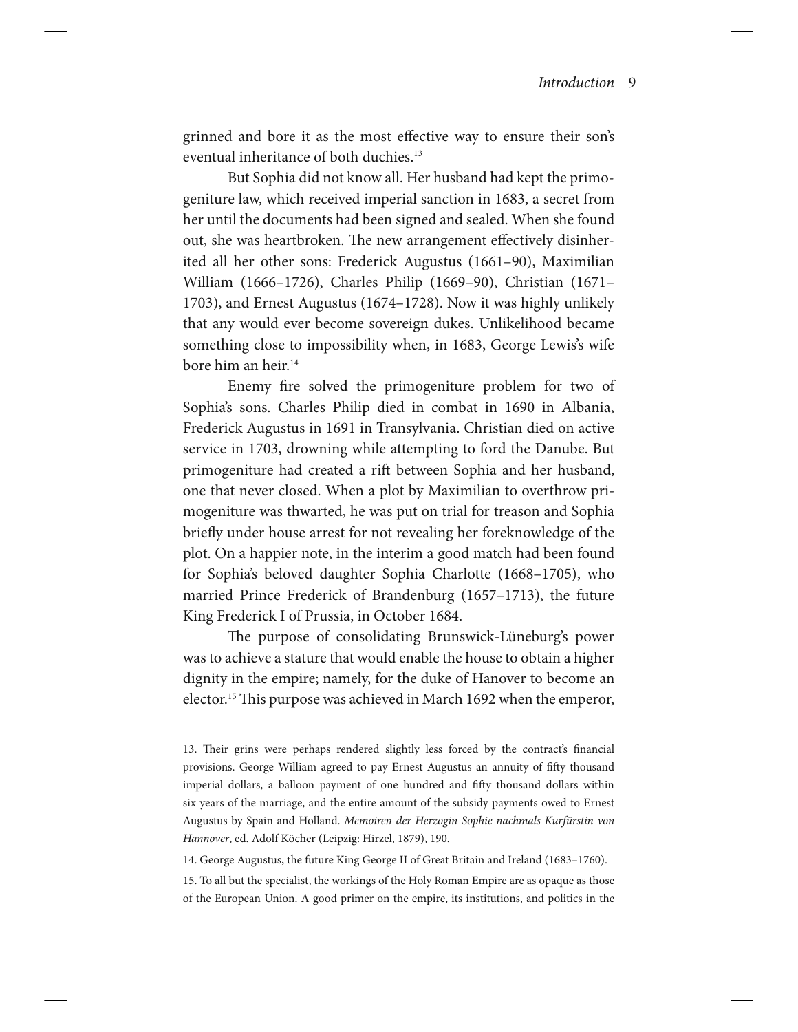grinned and bore it as the most effective way to ensure their son's eventual inheritance of both duchies.[13]

But Sophia did not know all. Her husband had kept the primogeniture law, which received imperial sanction in 1683, a secret from her until the documents had been signed and sealed. When she found out, she was heartbroken. The new arrangement effectively disinherited all her other sons: Frederick Augustus (1661–90), Maximilian William (1666–1726), Charles Philip (1669–90), Christian (1671–1703), and Ernest Augustus (1674–1728). Now it was highly unlikely that any would ever become sovereign dukes. Unlikelihood became something close to impossibility when, in 1683, George Lewis's wife bore him an heir.[14]

Enemy fire solved the primogeniture problem for two of Sophia's sons. Charles Philip died in combat in 1690 in Albania, Frederick Augustus in 1691 in Transylvania. Christian died on active service in 1703, drowning while attempting to ford the Danube. But primogeniture had created a rift between Sophia and her husband, one that never closed. When a plot by Maximilian to overthrow primogeniture was thwarted, he was put on trial for treason and Sophia briefly under house arrest for not revealing her foreknowledge of the plot. On a happier note, in the interim a good match had been found for Sophia's beloved daughter Sophia Charlotte (1668–1705), who married Prince Frederick of Brandenburg (1657–1713), the future King Frederick I of Prussia, in October 1684.

The purpose of consolidating Brunswick-Lüneburg's power was to achieve a stature that would enable the house to obtain a higher dignity in the empire; namely, for the duke of Hanover to become an elector.[15] This purpose was achieved in March 1692 when the emperor,

13. Their grins were perhaps rendered slightly less forced by the contract's financial provisions. George William agreed to pay Ernest Augustus an annuity of fifty thousand imperial dollars, a balloon payment of one hundred and fifty thousand dollars within six years of the marriage, and the entire amount of the subsidy payments owed to Ernest Augustus by Spain and Holland. *Memoiren der Herzogin Sophie nachmals Kurfürstin von Hannover*, ed. Adolf Köcher (Leipzig: Hirzel, 1879), 190.

14. George Augustus, the future King George II of Great Britain and Ireland (1683–1760).

15. To all but the specialist, the workings of the Holy Roman Empire are as opaque as those of the European Union. A good primer on the empire, its institutions, and politics in the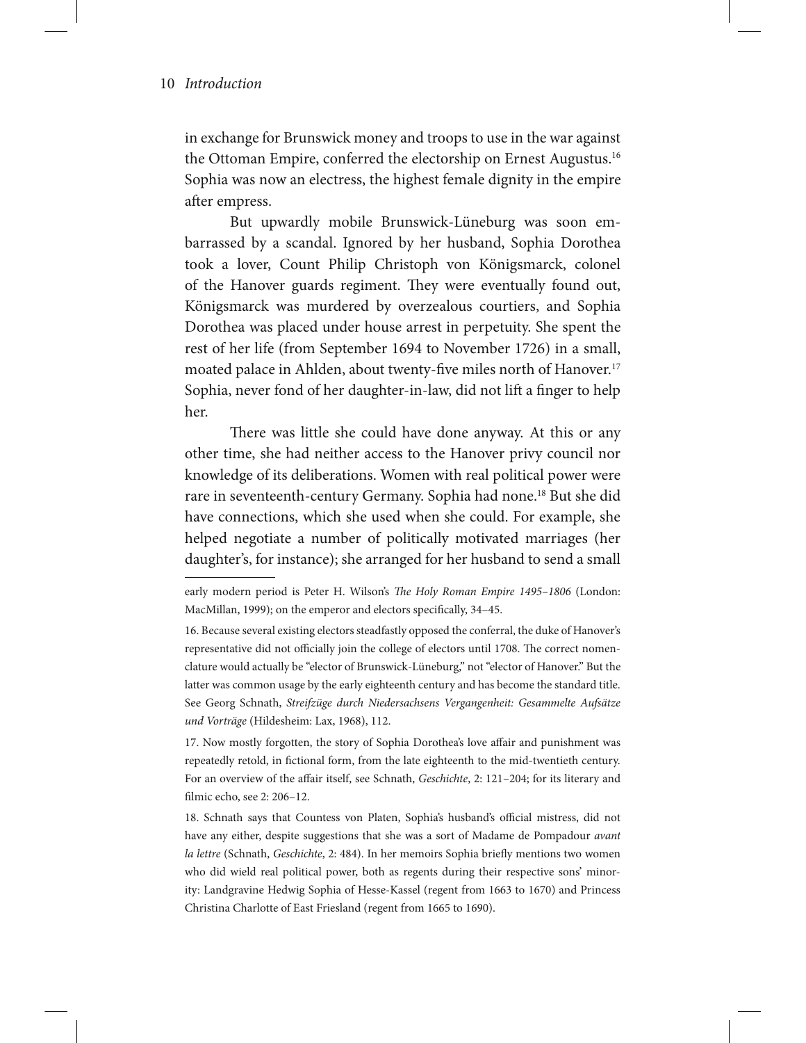in exchange for Brunswick money and troops to use in the war against the Ottoman Empire, conferred the electorship on Ernest Augustus.[16] Sophia was now an electress, the highest female dignity in the empire after empress.

But upwardly mobile Brunswick-Lüneburg was soon embarrassed by a scandal. Ignored by her husband, Sophia Dorothea took a lover, Count Philip Christoph von Königsmarck, colonel of the Hanover guards regiment. They were eventually found out, Königsmarck was murdered by overzealous courtiers, and Sophia Dorothea was placed under house arrest in perpetuity. She spent the rest of her life (from September 1694 to November 1726) in a small, moated palace in Ahlden, about twenty-five miles north of Hanover.[17] Sophia, never fond of her daughter-in-law, did not lift a finger to help her.

There was little she could have done anyway. At this or any other time, she had neither access to the Hanover privy council nor knowledge of its deliberations. Women with real political power were rare in seventeenth-century Germany. Sophia had none.[18] But she did have connections, which she used when she could. For example, she helped negotiate a number of politically motivated marriages (her daughter's, for instance); she arranged for her husband to send a small

---

early modern period is Peter H. Wilson's *The Holy Roman Empire 1495–1806* (London: MacMillan, 1999); on the emperor and electors specifically, 34–45.

16. Because several existing electors steadfastly opposed the conferral, the duke of Hanover's representative did not officially join the college of electors until 1708. The correct nomenclature would actually be "elector of Brunswick-Lüneburg," not "elector of Hanover." But the latter was common usage by the early eighteenth century and has become the standard title. See Georg Schnath, *Streifzüge durch Niedersachsens Vergangenheit: Gesammelte Aufsätze und Vorträge* (Hildesheim: Lax, 1968), 112.

17. Now mostly forgotten, the story of Sophia Dorothea's love affair and punishment was repeatedly retold, in fictional form, from the late eighteenth to the mid-twentieth century. For an overview of the affair itself, see Schnath, *Geschichte*, 2: 121–204; for its literary and filmic echo, see 2: 206–12.

18. Schnath says that Countess von Platen, Sophia's husband's official mistress, did not have any either, despite suggestions that she was a sort of Madame de Pompadour *avant la lettre* (Schnath, *Geschichte*, 2: 484). In her memoirs Sophia briefly mentions two women who did wield real political power, both as regents during their respective sons' minority: Landgravine Hedwig Sophia of Hesse-Kassel (regent from 1663 to 1670) and Princess Christina Charlotte of East Friesland (regent from 1665 to 1690).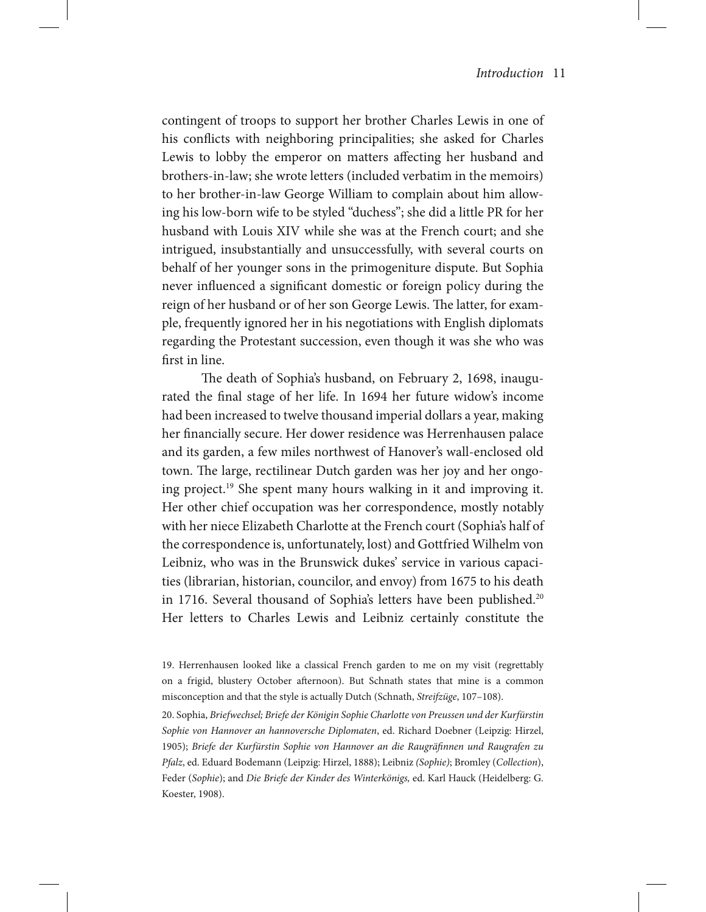contingent of troops to support her brother Charles Lewis in one of his conflicts with neighboring principalities; she asked for Charles Lewis to lobby the emperor on matters affecting her husband and brothers-in-law; she wrote letters (included verbatim in the memoirs) to her brother-in-law George William to complain about him allowing his low-born wife to be styled "duchess"; she did a little PR for her husband with Louis XIV while she was at the French court; and she intrigued, insubstantially and unsuccessfully, with several courts on behalf of her younger sons in the primogeniture dispute. But Sophia never influenced a significant domestic or foreign policy during the reign of her husband or of her son George Lewis. The latter, for example, frequently ignored her in his negotiations with English diplomats regarding the Protestant succession, even though it was she who was first in line.

The death of Sophia's husband, on February 2, 1698, inaugurated the final stage of her life. In 1694 her future widow's income had been increased to twelve thousand imperial dollars a year, making her financially secure. Her dower residence was Herrenhausen palace and its garden, a few miles northwest of Hanover's wall-enclosed old town. The large, rectilinear Dutch garden was her joy and her ongoing project.[19] She spent many hours walking in it and improving it. Her other chief occupation was her correspondence, mostly notably with her niece Elizabeth Charlotte at the French court (Sophia's half of the correspondence is, unfortunately, lost) and Gottfried Wilhelm von Leibniz, who was in the Brunswick dukes' service in various capacities (librarian, historian, councilor, and envoy) from 1675 to his death in 1716. Several thousand of Sophia's letters have been published.[20] Her letters to Charles Lewis and Leibniz certainly constitute the

19. Herrenhausen looked like a classical French garden to me on my visit (regrettably on a frigid, blustery October afternoon). But Schnath states that mine is a common misconception and that the style is actually Dutch (Schnath, *Streifzüge*, 107–108).

20. Sophia, *Briefwechsel; Briefe der Königin Sophie Charlotte von Preussen und der Kurfürstin Sophie von Hannover an hannoversche Diplomaten*, ed. Richard Doebner (Leipzig: Hirzel, 1905); *Briefe der Kurfürstin Sophie von Hannover an die Raugräfinnen und Raugrafen zu Pfalz*, ed. Eduard Bodemann (Leipzig: Hirzel, 1888); Leibniz *(Sophie)*; Bromley (*Collection*), Feder (*Sophie*); and *Die Briefe der Kinder des Winterkönigs*, ed. Karl Hauck (Heidelberg: G. Koester, 1908).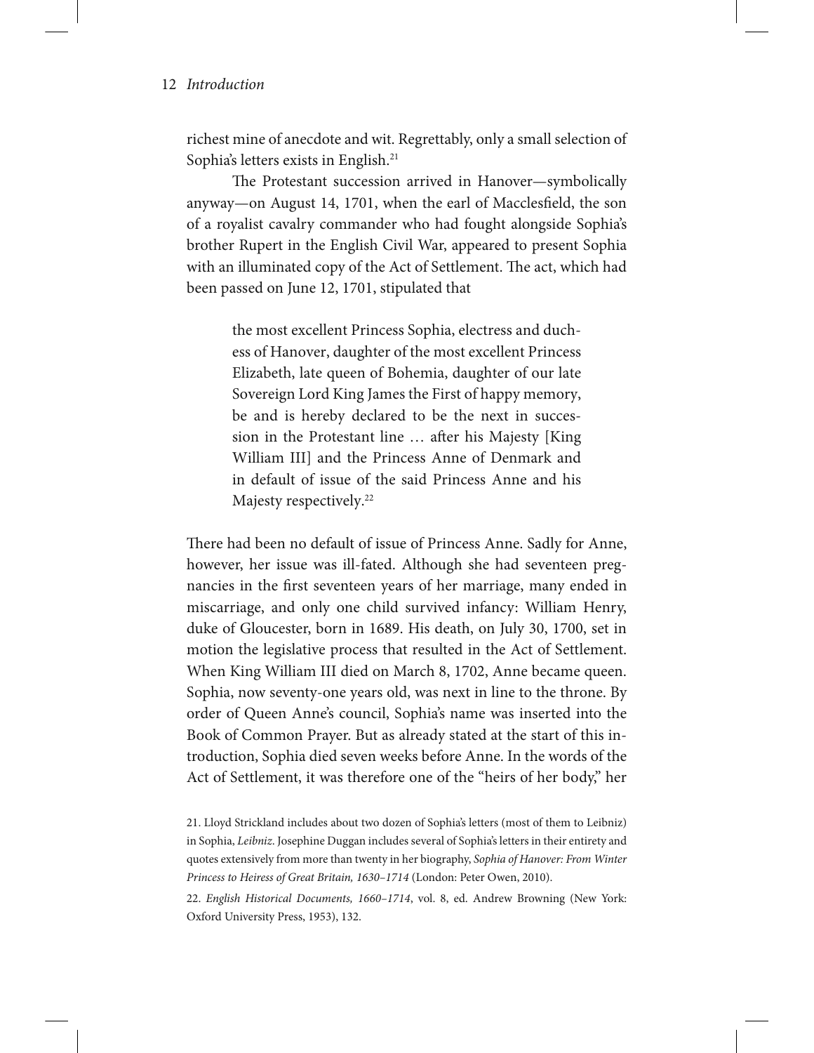richest mine of anecdote and wit. Regrettably, only a small selection of Sophia's letters exists in English.[21]

The Protestant succession arrived in Hanover—symbolically anyway—on August 14, 1701, when the earl of Macclesfield, the son of a royalist cavalry commander who had fought alongside Sophia's brother Rupert in the English Civil War, appeared to present Sophia with an illuminated copy of the Act of Settlement. The act, which had been passed on June 12, 1701, stipulated that

> the most excellent Princess Sophia, electress and duchess of Hanover, daughter of the most excellent Princess Elizabeth, late queen of Bohemia, daughter of our late Sovereign Lord King James the First of happy memory, be and is hereby declared to be the next in succession in the Protestant line … after his Majesty [King William III] and the Princess Anne of Denmark and in default of issue of the said Princess Anne and his Majesty respectively.[22]

There had been no default of issue of Princess Anne. Sadly for Anne, however, her issue was ill-fated. Although she had seventeen pregnancies in the first seventeen years of her marriage, many ended in miscarriage, and only one child survived infancy: William Henry, duke of Gloucester, born in 1689. His death, on July 30, 1700, set in motion the legislative process that resulted in the Act of Settlement. When King William III died on March 8, 1702, Anne became queen. Sophia, now seventy-one years old, was next in line to the throne. By order of Queen Anne's council, Sophia's name was inserted into the Book of Common Prayer. But as already stated at the start of this introduction, Sophia died seven weeks before Anne. In the words of the Act of Settlement, it was therefore one of the "heirs of her body," her

21. Lloyd Strickland includes about two dozen of Sophia's letters (most of them to Leibniz) in Sophia, *Leibniz*. Josephine Duggan includes several of Sophia's letters in their entirety and quotes extensively from more than twenty in her biography, *Sophia of Hanover: From Winter Princess to Heiress of Great Britain, 1630–1714* (London: Peter Owen, 2010).

22. *English Historical Documents, 1660–1714*, vol. 8, ed. Andrew Browning (New York: Oxford University Press, 1953), 132.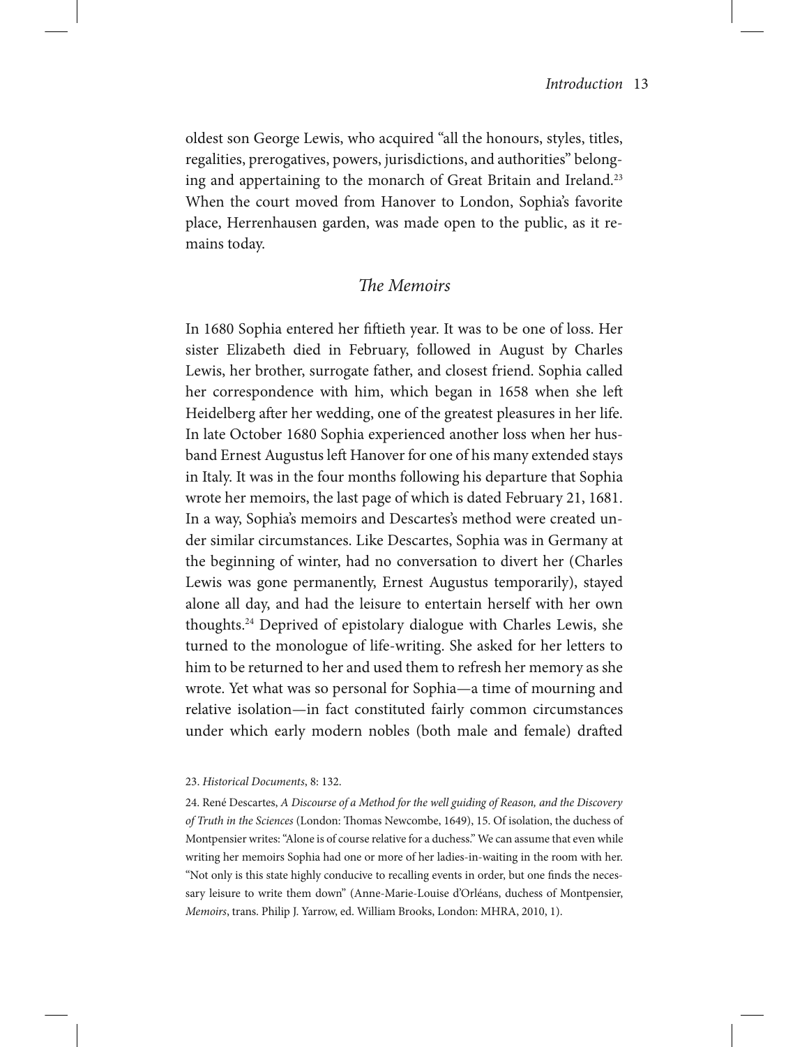oldest son George Lewis, who acquired "all the honours, styles, titles, regalities, prerogatives, powers, jurisdictions, and authorities" belonging and appertaining to the monarch of Great Britain and Ireland.[23] When the court moved from Hanover to London, Sophia's favorite place, Herrenhausen garden, was made open to the public, as it remains today.

## *The Memoirs*

In 1680 Sophia entered her fiftieth year. It was to be one of loss. Her sister Elizabeth died in February, followed in August by Charles Lewis, her brother, surrogate father, and closest friend. Sophia called her correspondence with him, which began in 1658 when she left Heidelberg after her wedding, one of the greatest pleasures in her life. In late October 1680 Sophia experienced another loss when her husband Ernest Augustus left Hanover for one of his many extended stays in Italy. It was in the four months following his departure that Sophia wrote her memoirs, the last page of which is dated February 21, 1681. In a way, Sophia's memoirs and Descartes's method were created under similar circumstances. Like Descartes, Sophia was in Germany at the beginning of winter, had no conversation to divert her (Charles Lewis was gone permanently, Ernest Augustus temporarily), stayed alone all day, and had the leisure to entertain herself with her own thoughts.[24] Deprived of epistolary dialogue with Charles Lewis, she turned to the monologue of life-writing. She asked for her letters to him to be returned to her and used them to refresh her memory as she wrote. Yet what was so personal for Sophia—a time of mourning and relative isolation—in fact constituted fairly common circumstances under which early modern nobles (both male and female) drafted

23. *Historical Documents*, 8: 132.

24. René Descartes, *A Discourse of a Method for the well guiding of Reason, and the Discovery of Truth in the Sciences* (London: Thomas Newcombe, 1649), 15. Of isolation, the duchess of Montpensier writes: "Alone is of course relative for a duchess." We can assume that even while writing her memoirs Sophia had one or more of her ladies-in-waiting in the room with her. "Not only is this state highly conducive to recalling events in order, but one finds the necessary leisure to write them down" (Anne-Marie-Louise d'Orléans, duchess of Montpensier, *Memoirs*, trans. Philip J. Yarrow, ed. William Brooks, London: MHRA, 2010, 1).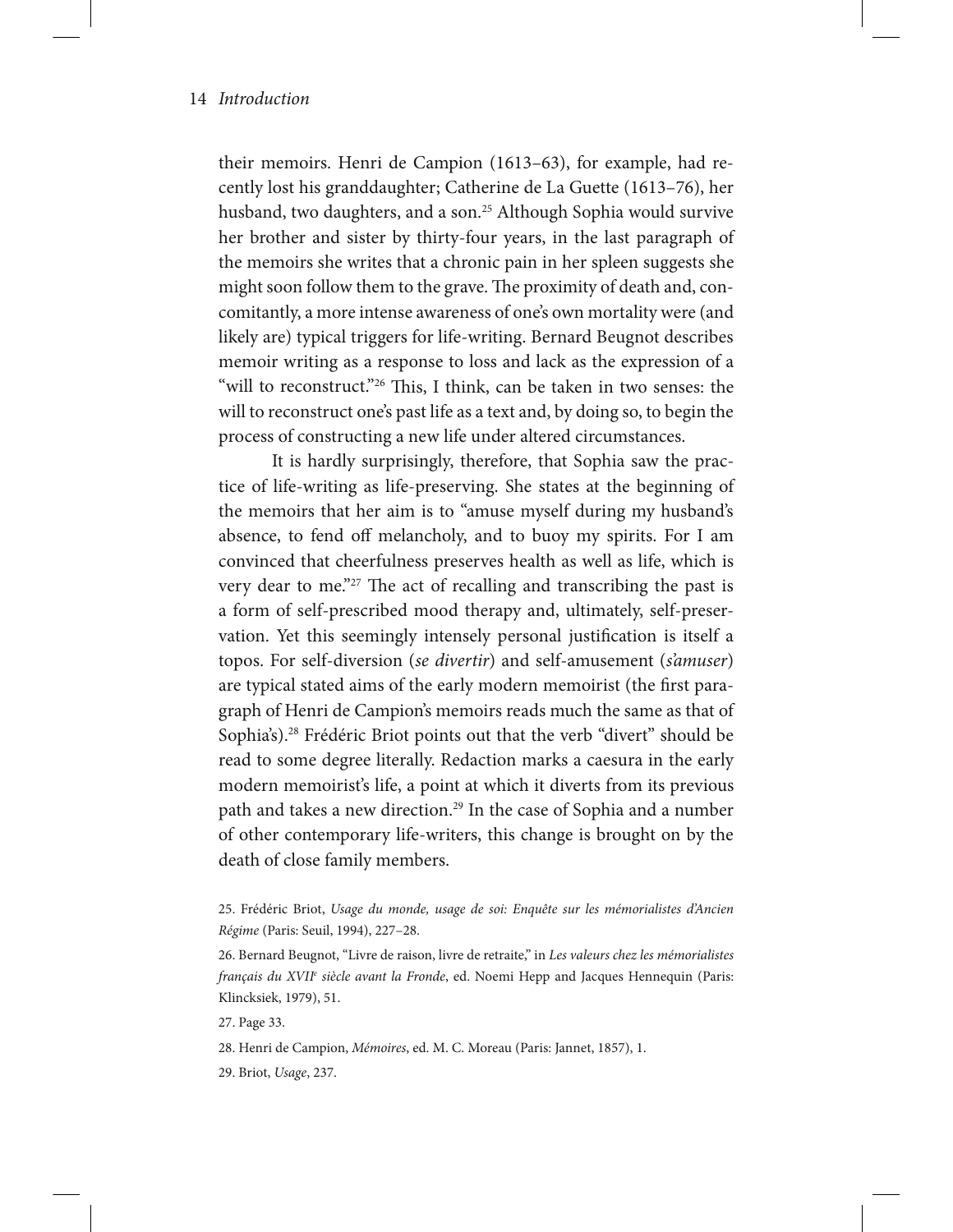their memoirs. Henri de Campion (1613–63), for example, had recently lost his granddaughter; Catherine de La Guette (1613–76), her husband, two daughters, and a son.[25] Although Sophia would survive her brother and sister by thirty-four years, in the last paragraph of the memoirs she writes that a chronic pain in her spleen suggests she might soon follow them to the grave. The proximity of death and, concomitantly, a more intense awareness of one's own mortality were (and likely are) typical triggers for life-writing. Bernard Beugnot describes memoir writing as a response to loss and lack as the expression of a "will to reconstruct."[26] This, I think, can be taken in two senses: the will to reconstruct one's past life as a text and, by doing so, to begin the process of constructing a new life under altered circumstances.

It is hardly surprisingly, therefore, that Sophia saw the practice of life-writing as life-preserving. She states at the beginning of the memoirs that her aim is to "amuse myself during my husband's absence, to fend off melancholy, and to buoy my spirits. For I am convinced that cheerfulness preserves health as well as life, which is very dear to me."[27] The act of recalling and transcribing the past is a form of self-prescribed mood therapy and, ultimately, self-preservation. Yet this seemingly intensely personal justification is itself a topos. For self-diversion (*se divertir*) and self-amusement (*s'amuser*) are typical stated aims of the early modern memoirist (the first paragraph of Henri de Campion's memoirs reads much the same as that of Sophia's).[28] Frédéric Briot points out that the verb "divert" should be read to some degree literally. Redaction marks a caesura in the early modern memoirist's life, a point at which it diverts from its previous path and takes a new direction.[29] In the case of Sophia and a number of other contemporary life-writers, this change is brought on by the death of close family members.

25. Frédéric Briot, *Usage du monde, usage de soi: Enquête sur les mémorialistes d'Ancien Régime* (Paris: Seuil, 1994), 227–28.

26. Bernard Beugnot, "Livre de raison, livre de retraite," in *Les valeurs chez les mémorialistes français du XVII^e siècle avant la Fronde*, ed. Noemi Hepp and Jacques Hennequin (Paris: Klincksiek, 1979), 51.

27. Page 33.

28. Henri de Campion, *Mémoires*, ed. M. C. Moreau (Paris: Jannet, 1857), 1.

29. Briot, *Usage*, 237.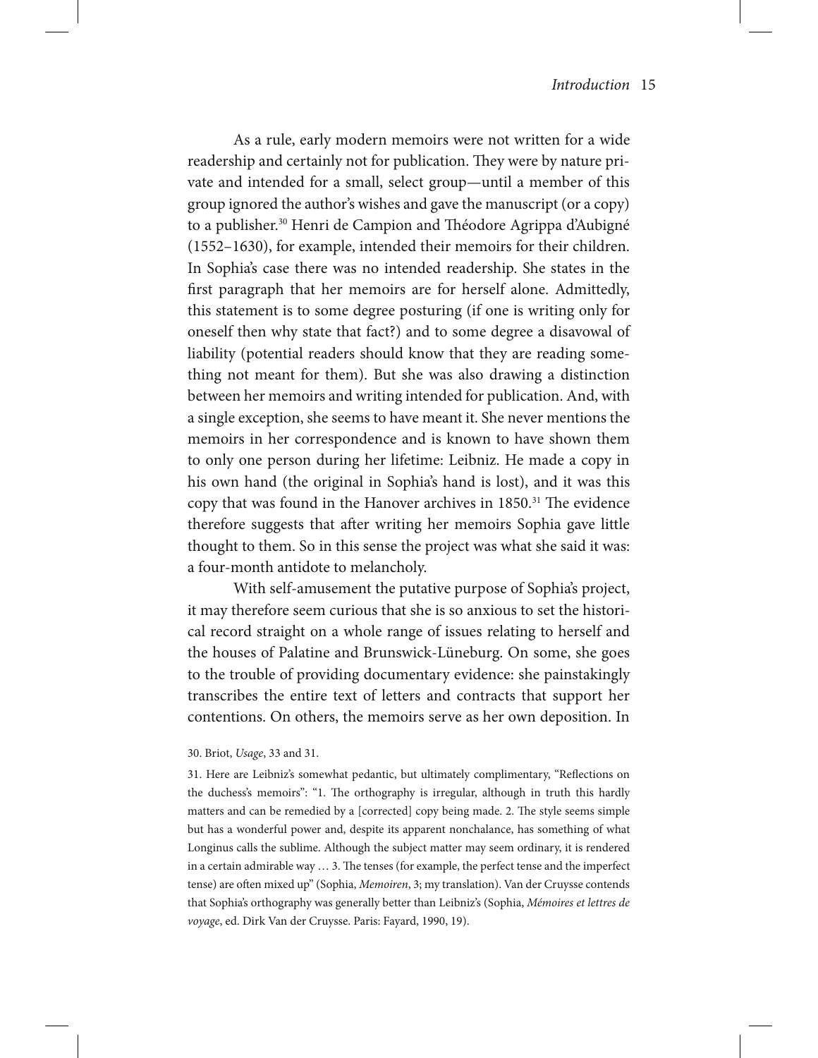As a rule, early modern memoirs were not written for a wide readership and certainly not for publication. They were by nature private and intended for a small, select group—until a member of this group ignored the author's wishes and gave the manuscript (or a copy) to a publisher.[30] Henri de Campion and Théodore Agrippa d'Aubigné (1552–1630), for example, intended their memoirs for their children. In Sophia's case there was no intended readership. She states in the first paragraph that her memoirs are for herself alone. Admittedly, this statement is to some degree posturing (if one is writing only for oneself then why state that fact?) and to some degree a disavowal of liability (potential readers should know that they are reading something not meant for them). But she was also drawing a distinction between her memoirs and writing intended for publication. And, with a single exception, she seems to have meant it. She never mentions the memoirs in her correspondence and is known to have shown them to only one person during her lifetime: Leibniz. He made a copy in his own hand (the original in Sophia's hand is lost), and it was this copy that was found in the Hanover archives in 1850.[31] The evidence therefore suggests that after writing her memoirs Sophia gave little thought to them. So in this sense the project was what she said it was: a four-month antidote to melancholy.

With self-amusement the putative purpose of Sophia's project, it may therefore seem curious that she is so anxious to set the historical record straight on a whole range of issues relating to herself and the houses of Palatine and Brunswick-Lüneburg. On some, she goes to the trouble of providing documentary evidence: she painstakingly transcribes the entire text of letters and contracts that support her contentions. On others, the memoirs serve as her own deposition. In

30. Briot, *Usage*, 33 and 31.

31. Here are Leibniz's somewhat pedantic, but ultimately complimentary, "Reflections on the duchess's memoirs": "1. The orthography is irregular, although in truth this hardly matters and can be remedied by a [corrected] copy being made. 2. The style seems simple but has a wonderful power and, despite its apparent nonchalance, has something of what Longinus calls the sublime. Although the subject matter may seem ordinary, it is rendered in a certain admirable way … 3. The tenses (for example, the perfect tense and the imperfect tense) are often mixed up" (Sophia, *Memoiren*, 3; my translation). Van der Cruysse contends that Sophia's orthography was generally better than Leibniz's (Sophia, *Mémoires et lettres de voyage*, ed. Dirk Van der Cruysse. Paris: Fayard, 1990, 19).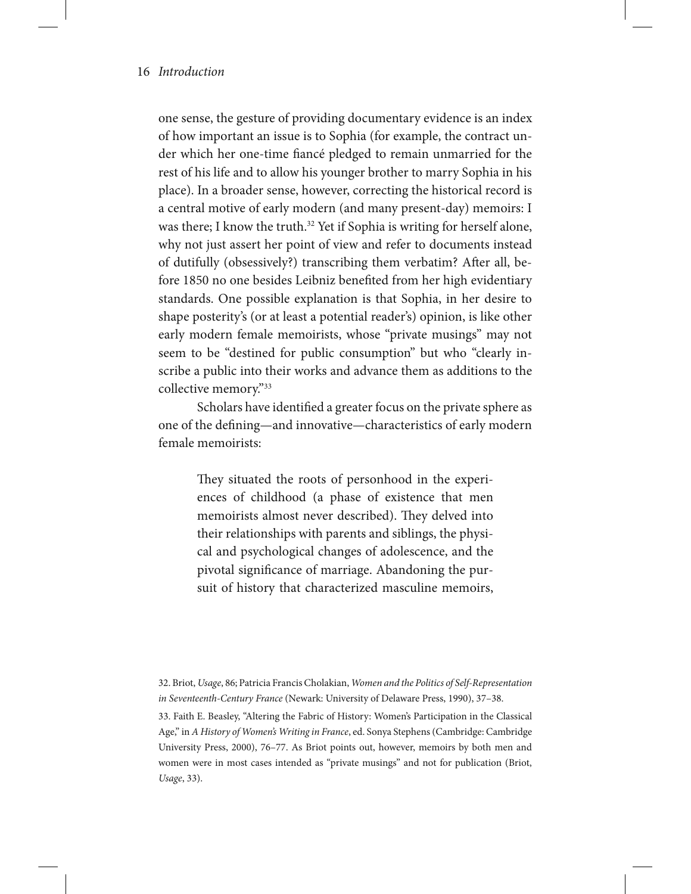one sense, the gesture of providing documentary evidence is an index of how important an issue is to Sophia (for example, the contract under which her one-time fiancé pledged to remain unmarried for the rest of his life and to allow his younger brother to marry Sophia in his place). In a broader sense, however, correcting the historical record is a central motive of early modern (and many present-day) memoirs: I was there; I know the truth.[32] Yet if Sophia is writing for herself alone, why not just assert her point of view and refer to documents instead of dutifully (obsessively?) transcribing them verbatim? After all, before 1850 no one besides Leibniz benefited from her high evidentiary standards. One possible explanation is that Sophia, in her desire to shape posterity's (or at least a potential reader's) opinion, is like other early modern female memoirists, whose "private musings" may not seem to be "destined for public consumption" but who "clearly inscribe a public into their works and advance them as additions to the collective memory."[33]

Scholars have identified a greater focus on the private sphere as one of the defining—and innovative—characteristics of early modern female memoirists:

> They situated the roots of personhood in the experiences of childhood (a phase of existence that men memoirists almost never described). They delved into their relationships with parents and siblings, the physical and psychological changes of adolescence, and the pivotal significance of marriage. Abandoning the pursuit of history that characterized masculine memoirs,

32. Briot, *Usage*, 86; Patricia Francis Cholakian, *Women and the Politics of Self-Representation in Seventeenth-Century France* (Newark: University of Delaware Press, 1990), 37–38.

33. Faith E. Beasley, "Altering the Fabric of History: Women's Participation in the Classical Age," in *A History of Women's Writing in France*, ed. Sonya Stephens (Cambridge: Cambridge University Press, 2000), 76–77. As Briot points out, however, memoirs by both men and women were in most cases intended as "private musings" and not for publication (Briot, *Usage*, 33).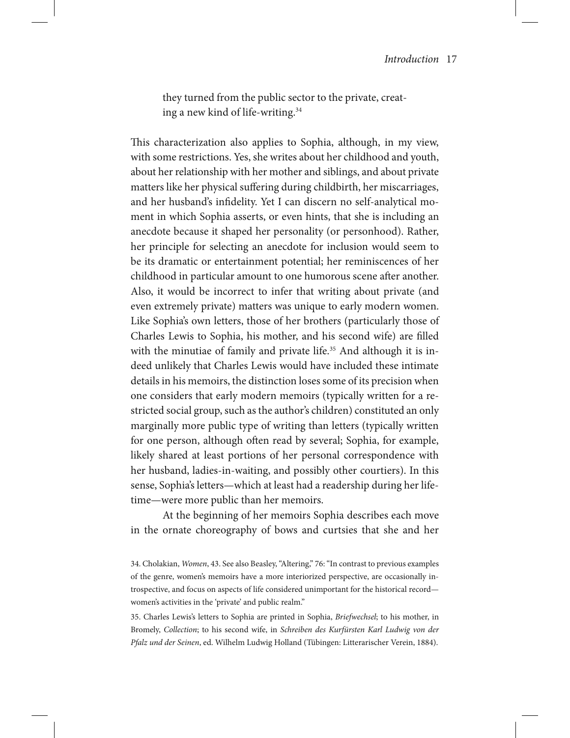> they turned from the public sector to the private, creating a new kind of life-writing.[34]

This characterization also applies to Sophia, although, in my view, with some restrictions. Yes, she writes about her childhood and youth, about her relationship with her mother and siblings, and about private matters like her physical suffering during childbirth, her miscarriages, and her husband's infidelity. Yet I can discern no self-analytical moment in which Sophia asserts, or even hints, that she is including an anecdote because it shaped her personality (or personhood). Rather, her principle for selecting an anecdote for inclusion would seem to be its dramatic or entertainment potential; her reminiscences of her childhood in particular amount to one humorous scene after another. Also, it would be incorrect to infer that writing about private (and even extremely private) matters was unique to early modern women. Like Sophia's own letters, those of her brothers (particularly those of Charles Lewis to Sophia, his mother, and his second wife) are filled with the minutiae of family and private life.[35] And although it is indeed unlikely that Charles Lewis would have included these intimate details in his memoirs, the distinction loses some of its precision when one considers that early modern memoirs (typically written for a restricted social group, such as the author's children) constituted an only marginally more public type of writing than letters (typically written for one person, although often read by several; Sophia, for example, likely shared at least portions of her personal correspondence with her husband, ladies-in-waiting, and possibly other courtiers). In this sense, Sophia's letters—which at least had a readership during her lifetime—were more public than her memoirs.

At the beginning of her memoirs Sophia describes each move in the ornate choreography of bows and curtsies that she and her

34. Cholakian, *Women*, 43. See also Beasley, "Altering," 76: "In contrast to previous examples of the genre, women's memoirs have a more interiorized perspective, are occasionally introspective, and focus on aspects of life considered unimportant for the historical record—women's activities in the 'private' and public realm."

35. Charles Lewis's letters to Sophia are printed in Sophia, *Briefwechsel*; to his mother, in Bromely, *Collection*; to his second wife, in *Schreiben des Kurfürsten Karl Ludwig von der Pfalz und der Seinen*, ed. Wilhelm Ludwig Holland (Tübingen: Litterarischer Verein, 1884).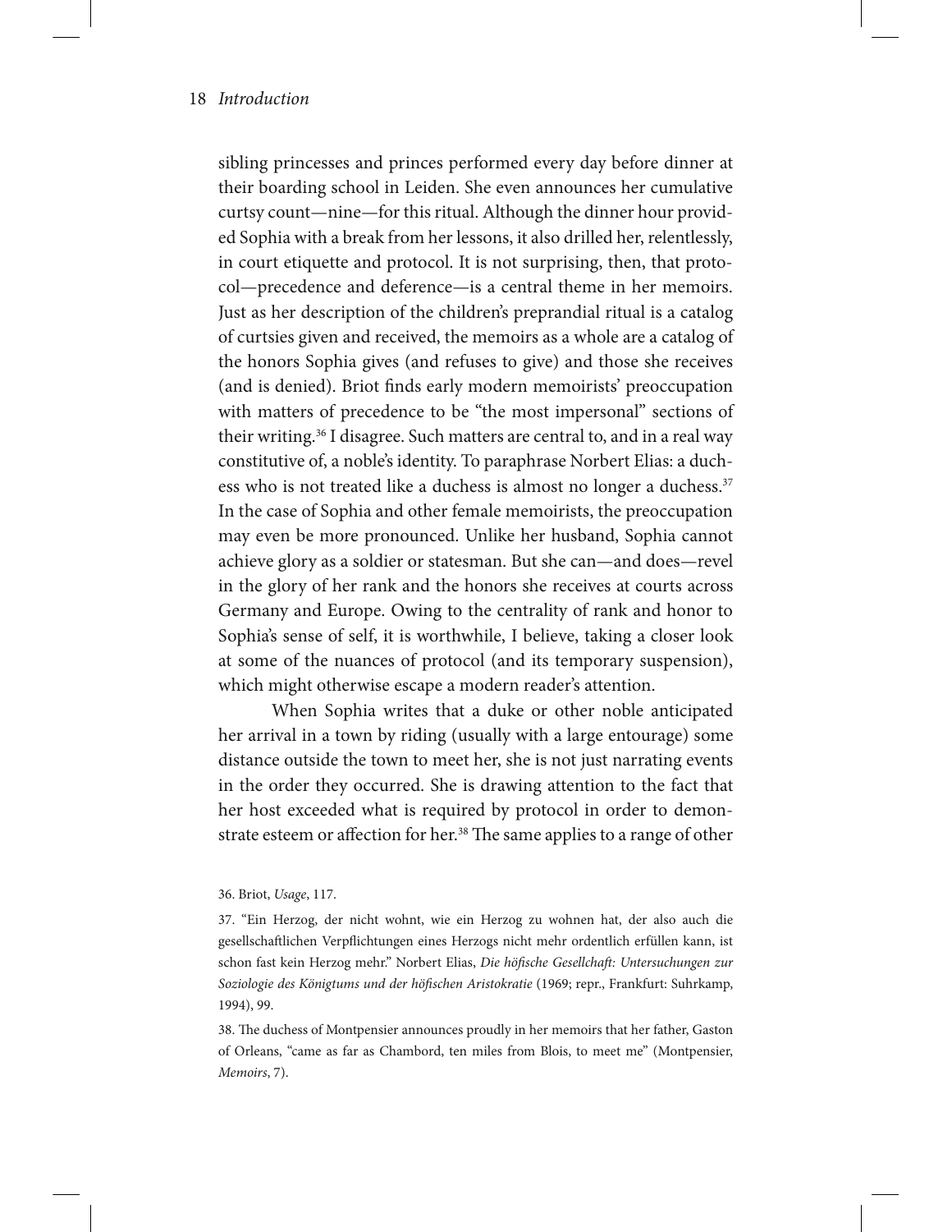sibling princesses and princes performed every day before dinner at their boarding school in Leiden. She even announces her cumulative curtsy count—nine—for this ritual. Although the dinner hour provided Sophia with a break from her lessons, it also drilled her, relentlessly, in court etiquette and protocol. It is not surprising, then, that protocol—precedence and deference—is a central theme in her memoirs. Just as her description of the children's preprandial ritual is a catalog of curtsies given and received, the memoirs as a whole are a catalog of the honors Sophia gives (and refuses to give) and those she receives (and is denied). Briot finds early modern memoirists' preoccupation with matters of precedence to be "the most impersonal" sections of their writing.[36] I disagree. Such matters are central to, and in a real way constitutive of, a noble's identity. To paraphrase Norbert Elias: a duchess who is not treated like a duchess is almost no longer a duchess.[37] In the case of Sophia and other female memoirists, the preoccupation may even be more pronounced. Unlike her husband, Sophia cannot achieve glory as a soldier or statesman. But she can—and does—revel in the glory of her rank and the honors she receives at courts across Germany and Europe. Owing to the centrality of rank and honor to Sophia's sense of self, it is worthwhile, I believe, taking a closer look at some of the nuances of protocol (and its temporary suspension), which might otherwise escape a modern reader's attention.

When Sophia writes that a duke or other noble anticipated her arrival in a town by riding (usually with a large entourage) some distance outside the town to meet her, she is not just narrating events in the order they occurred. She is drawing attention to the fact that her host exceeded what is required by protocol in order to demonstrate esteem or affection for her.[38] The same applies to a range of other

36. Briot, *Usage*, 117.

37. "Ein Herzog, der nicht wohnt, wie ein Herzog zu wohnen hat, der also auch die gesellschaftlichen Verpflichtungen eines Herzogs nicht mehr ordentlich erfüllen kann, ist schon fast kein Herzog mehr." Norbert Elias, *Die höfische Gesellschaft: Untersuchungen zur Soziologie des Königtums und der höfischen Aristokratie* (1969; repr., Frankfurt: Suhrkamp, 1994), 99.

38. The duchess of Montpensier announces proudly in her memoirs that her father, Gaston of Orleans, "came as far as Chambord, ten miles from Blois, to meet me" (Montpensier, *Memoirs*, 7).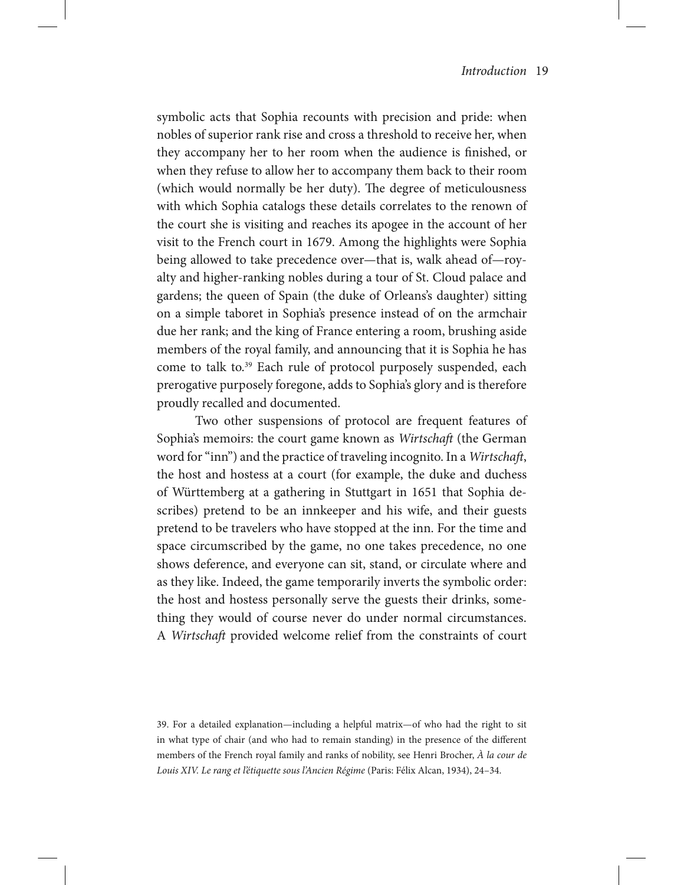symbolic acts that Sophia recounts with precision and pride: when nobles of superior rank rise and cross a threshold to receive her, when they accompany her to her room when the audience is finished, or when they refuse to allow her to accompany them back to their room (which would normally be her duty). The degree of meticulousness with which Sophia catalogs these details correlates to the renown of the court she is visiting and reaches its apogee in the account of her visit to the French court in 1679. Among the highlights were Sophia being allowed to take precedence over—that is, walk ahead of—royalty and higher-ranking nobles during a tour of St. Cloud palace and gardens; the queen of Spain (the duke of Orleans's daughter) sitting on a simple taboret in Sophia's presence instead of on the armchair due her rank; and the king of France entering a room, brushing aside members of the royal family, and announcing that it is Sophia he has come to talk to.[39] Each rule of protocol purposely suspended, each prerogative purposely foregone, adds to Sophia's glory and is therefore proudly recalled and documented.

Two other suspensions of protocol are frequent features of Sophia's memoirs: the court game known as *Wirtschaft* (the German word for "inn") and the practice of traveling incognito. In a *Wirtschaft*, the host and hostess at a court (for example, the duke and duchess of Württemberg at a gathering in Stuttgart in 1651 that Sophia describes) pretend to be an innkeeper and his wife, and their guests pretend to be travelers who have stopped at the inn. For the time and space circumscribed by the game, no one takes precedence, no one shows deference, and everyone can sit, stand, or circulate where and as they like. Indeed, the game temporarily inverts the symbolic order: the host and hostess personally serve the guests their drinks, something they would of course never do under normal circumstances. A *Wirtschaft* provided welcome relief from the constraints of court

39. For a detailed explanation—including a helpful matrix—of who had the right to sit in what type of chair (and who had to remain standing) in the presence of the different members of the French royal family and ranks of nobility, see Henri Brocher, *À la cour de Louis XIV. Le rang et l'étiquette sous l'Ancien Régime* (Paris: Félix Alcan, 1934), 24–34.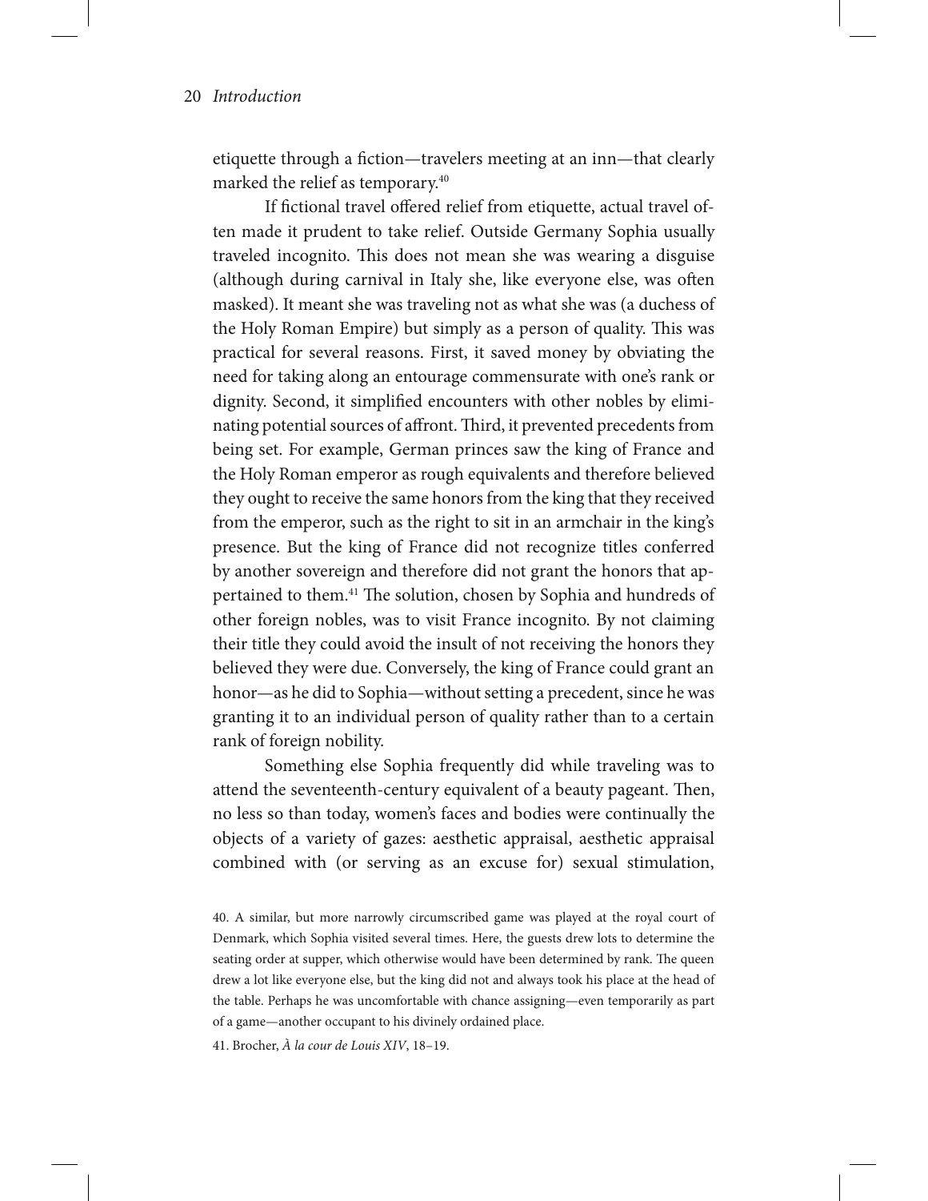etiquette through a fiction—travelers meeting at an inn—that clearly marked the relief as temporary.[40]

If fictional travel offered relief from etiquette, actual travel often made it prudent to take relief. Outside Germany Sophia usually traveled incognito. This does not mean she was wearing a disguise (although during carnival in Italy she, like everyone else, was often masked). It meant she was traveling not as what she was (a duchess of the Holy Roman Empire) but simply as a person of quality. This was practical for several reasons. First, it saved money by obviating the need for taking along an entourage commensurate with one's rank or dignity. Second, it simplified encounters with other nobles by eliminating potential sources of affront. Third, it prevented precedents from being set. For example, German princes saw the king of France and the Holy Roman emperor as rough equivalents and therefore believed they ought to receive the same honors from the king that they received from the emperor, such as the right to sit in an armchair in the king's presence. But the king of France did not recognize titles conferred by another sovereign and therefore did not grant the honors that appertained to them.[41] The solution, chosen by Sophia and hundreds of other foreign nobles, was to visit France incognito. By not claiming their title they could avoid the insult of not receiving the honors they believed they were due. Conversely, the king of France could grant an honor—as he did to Sophia—without setting a precedent, since he was granting it to an individual person of quality rather than to a certain rank of foreign nobility.

Something else Sophia frequently did while traveling was to attend the seventeenth-century equivalent of a beauty pageant. Then, no less so than today, women's faces and bodies were continually the objects of a variety of gazes: aesthetic appraisal, aesthetic appraisal combined with (or serving as an excuse for) sexual stimulation,

40. A similar, but more narrowly circumscribed game was played at the royal court of Denmark, which Sophia visited several times. Here, the guests drew lots to determine the seating order at supper, which otherwise would have been determined by rank. The queen drew a lot like everyone else, but the king did not and always took his place at the head of the table. Perhaps he was uncomfortable with chance assigning—even temporarily as part of a game—another occupant to his divinely ordained place.

41. Brocher, *À la cour de Louis XIV*, 18–19.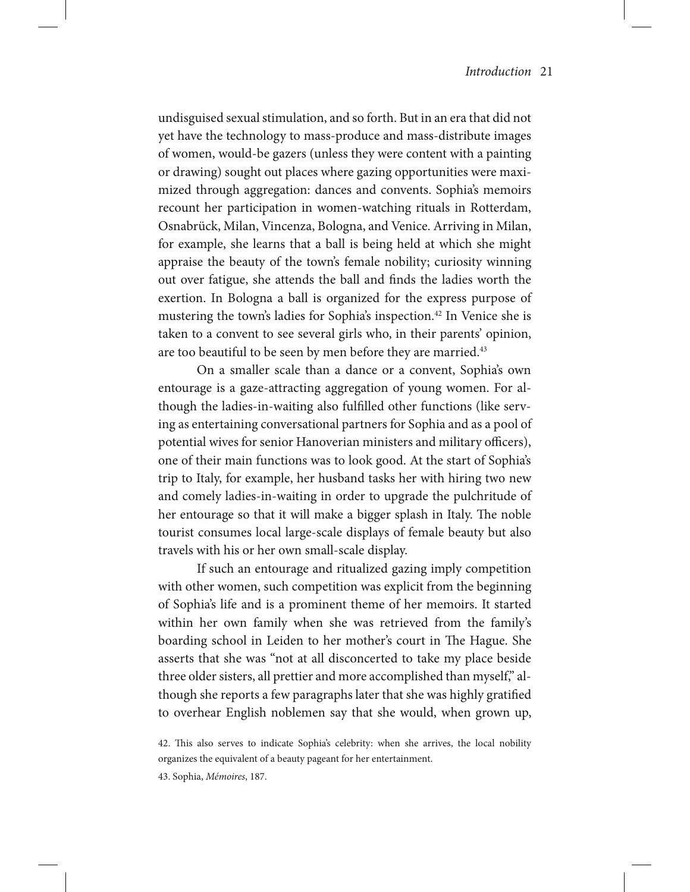undisguised sexual stimulation, and so forth. But in an era that did not yet have the technology to mass-produce and mass-distribute images of women, would-be gazers (unless they were content with a painting or drawing) sought out places where gazing opportunities were maximized through aggregation: dances and convents. Sophia's memoirs recount her participation in women-watching rituals in Rotterdam, Osnabrück, Milan, Vincenza, Bologna, and Venice. Arriving in Milan, for example, she learns that a ball is being held at which she might appraise the beauty of the town's female nobility; curiosity winning out over fatigue, she attends the ball and finds the ladies worth the exertion. In Bologna a ball is organized for the express purpose of mustering the town's ladies for Sophia's inspection.[42] In Venice she is taken to a convent to see several girls who, in their parents' opinion, are too beautiful to be seen by men before they are married.[43]

On a smaller scale than a dance or a convent, Sophia's own entourage is a gaze-attracting aggregation of young women. For although the ladies-in-waiting also fulfilled other functions (like serving as entertaining conversational partners for Sophia and as a pool of potential wives for senior Hanoverian ministers and military officers), one of their main functions was to look good. At the start of Sophia's trip to Italy, for example, her husband tasks her with hiring two new and comely ladies-in-waiting in order to upgrade the pulchritude of her entourage so that it will make a bigger splash in Italy. The noble tourist consumes local large-scale displays of female beauty but also travels with his or her own small-scale display.

If such an entourage and ritualized gazing imply competition with other women, such competition was explicit from the beginning of Sophia's life and is a prominent theme of her memoirs. It started within her own family when she was retrieved from the family's boarding school in Leiden to her mother's court in The Hague. She asserts that she was "not at all disconcerted to take my place beside three older sisters, all prettier and more accomplished than myself," although she reports a few paragraphs later that she was highly gratified to overhear English noblemen say that she would, when grown up,

42. This also serves to indicate Sophia's celebrity: when she arrives, the local nobility organizes the equivalent of a beauty pageant for her entertainment.

43. Sophia, *Mémoires*, 187.